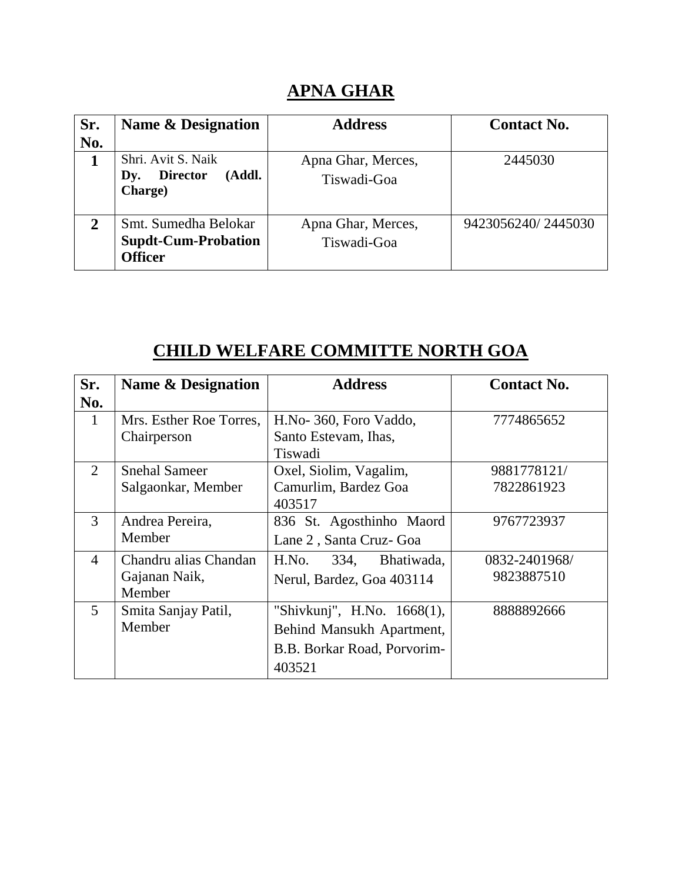## APNA GHAR

| Sr. No. | Name & Designation | Address | Contact No. |
|---|---|---|---|
| **1** | Shri. Avit S. Naik **Dy. Director (Addl. Charge)** | Apna Ghar, Merces, Tiswadi-Goa | 2445030 |
| **2** | Smt. Sumedha Belokar **Supdt-Cum-Probation Officer** | Apna Ghar, Merces, Tiswadi-Goa | 9423056240/ 2445030 |

## CHILD WELFARE COMMITTE NORTH GOA

| Sr. No. | Name & Designation | Address | Contact No. |
|---|---|---|---|
| 1 | Mrs. Esther Roe Torres, Chairperson | H.No- 360, Foro Vaddo, Santo Estevam, Ihas, Tiswadi | 7774865652 |
| 2 | Snehal Sameer Salgaonkar, Member | Oxel, Siolim, Vagalim, Camurlim, Bardez Goa 403517 | 9881778121/ 7822861923 |
| 3 | Andrea Pereira, Member | 836 St. Agosthinho Maord Lane 2 , Santa Cruz- Goa | 9767723937 |
| 4 | Chandru alias Chandan Gajanan Naik, Member | H.No. 334, Bhatiwada, Nerul, Bardez, Goa 403114 | 0832-2401968/ 9823887510 |
| 5 | Smita Sanjay Patil, Member | "Shivkunj", H.No. 1668(1), Behind Mansukh Apartment, B.B. Borkar Road, Porvorim-403521 | 8888892666 |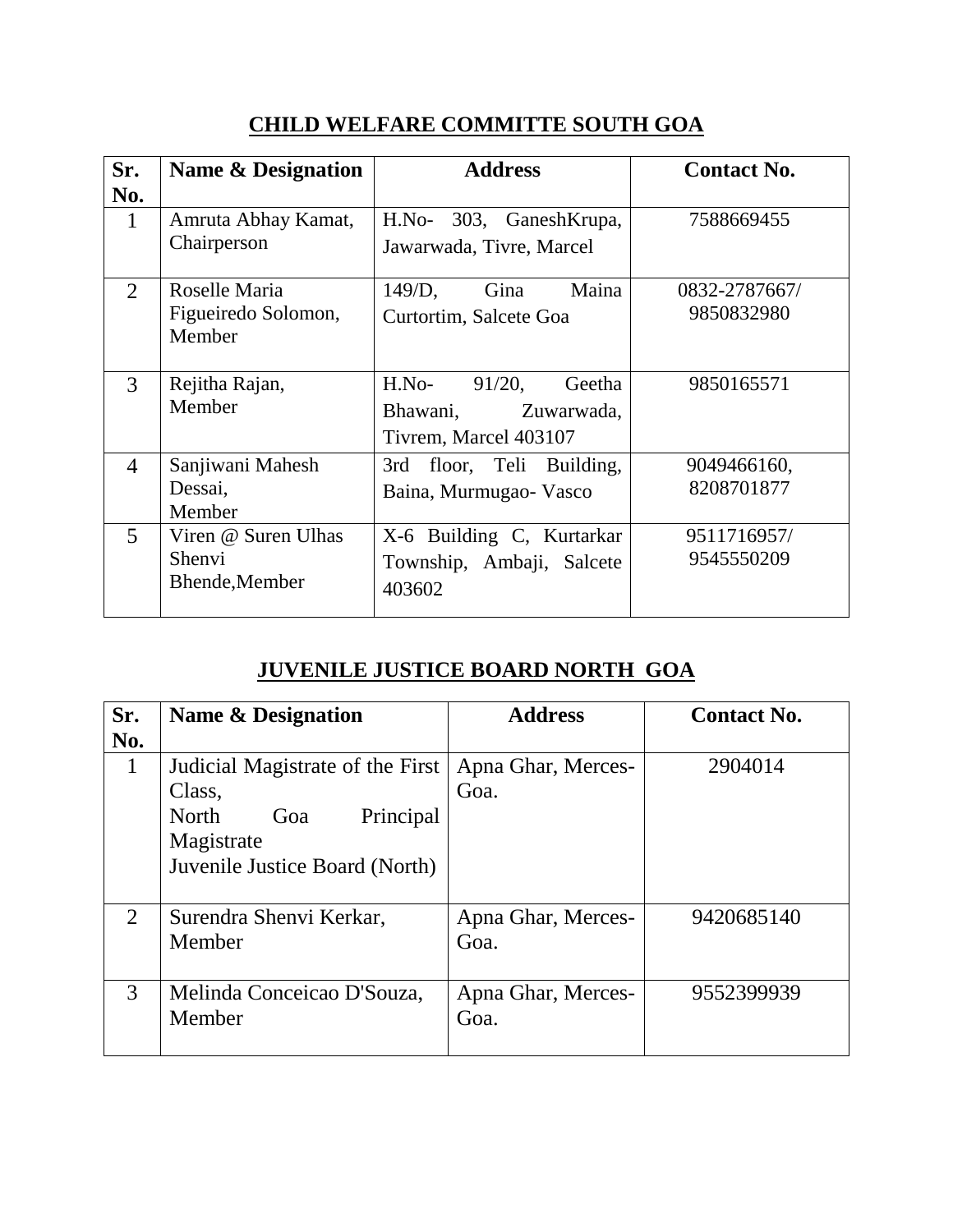## CHILD WELFARE COMMITTE SOUTH GOA

| Sr. No. | Name & Designation | Address | Contact No. |
|---|---|---|---|
| 1 | Amruta Abhay Kamat, Chairperson | H.No- 303, GaneshKrupa, Jawarwada, Tivre, Marcel | 7588669455 |
| 2 | Roselle Maria Figueiredo Solomon, Member | 149/D, Gina Maina Curtortim, Salcete Goa | 0832-2787667/ 9850832980 |
| 3 | Rejitha Rajan, Member | H.No- 91/20, Geetha Bhawani, Zuwarwada, Tivrem, Marcel 403107 | 9850165571 |
| 4 | Sanjiwani Mahesh Dessai, Member | 3rd floor, Teli Building, Baina, Murmugao- Vasco | 9049466160, 8208701877 |
| 5 | Viren @ Suren Ulhas Shenvi Bhende,Member | X-6 Building C, Kurtarkar Township, Ambaji, Salcete 403602 | 9511716957/ 9545550209 |

## JUVENILE JUSTICE BOARD NORTH GOA

| Sr. No. | Name & Designation | Address | Contact No. |
|---|---|---|---|
| 1 | Judicial Magistrate of the First Class, North Goa Principal Magistrate Juvenile Justice Board (North) | Apna Ghar, Merces-Goa. | 2904014 |
| 2 | Surendra Shenvi Kerkar, Member | Apna Ghar, Merces-Goa. | 9420685140 |
| 3 | Melinda Conceicao D'Souza, Member | Apna Ghar, Merces-Goa. | 9552399939 |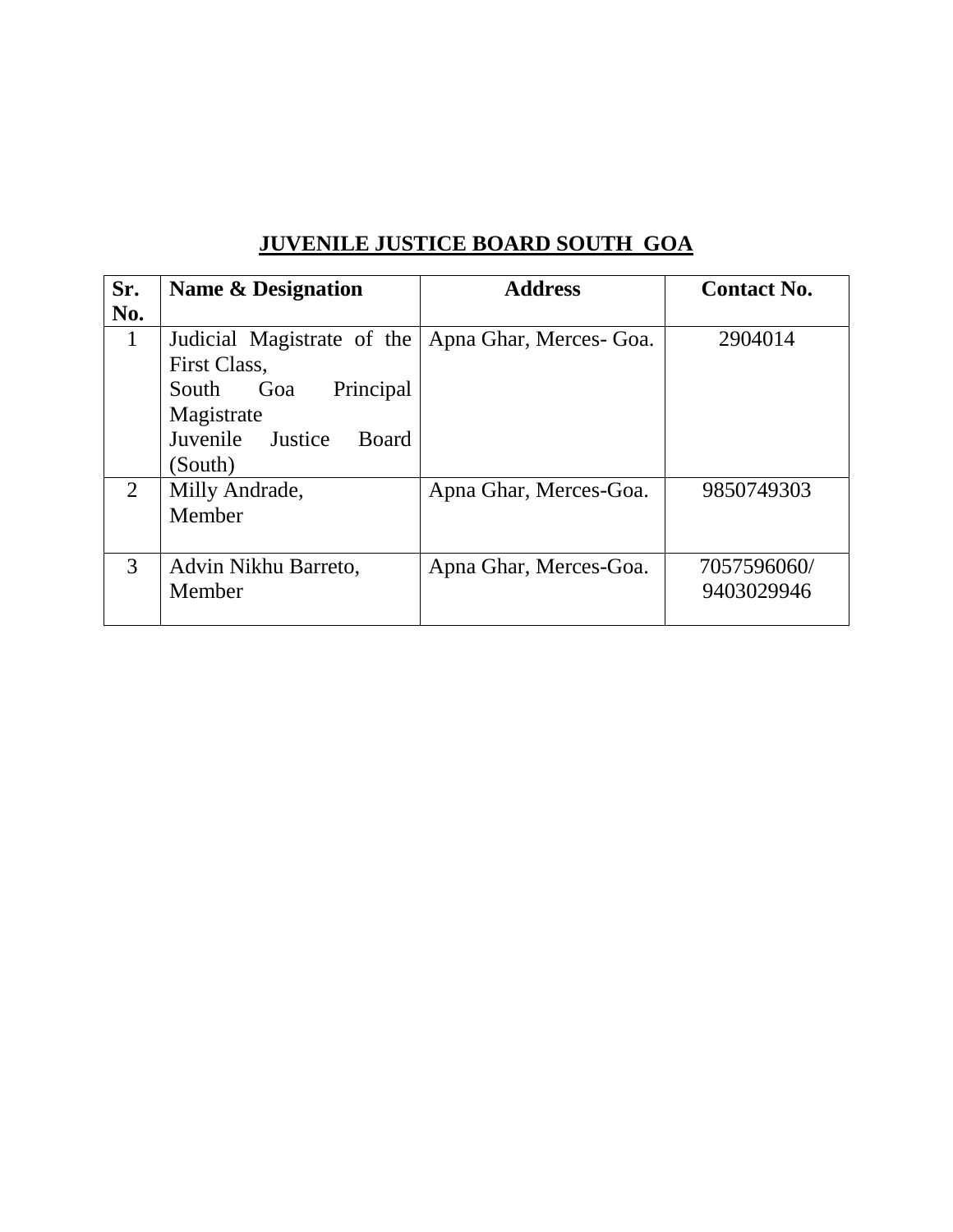## JUVENILE JUSTICE BOARD SOUTH GOA

| Sr. No. | Name & Designation | Address | Contact No. |
|---|---|---|---|
| 1 | Judicial Magistrate of the First Class, South Goa Principal Magistrate Juvenile Justice Board (South) | Apna Ghar, Merces- Goa. | 2904014 |
| 2 | Milly Andrade, Member | Apna Ghar, Merces-Goa. | 9850749303 |
| 3 | Advin Nikhu Barreto, Member | Apna Ghar, Merces-Goa. | 7057596060/ 9403029946 |